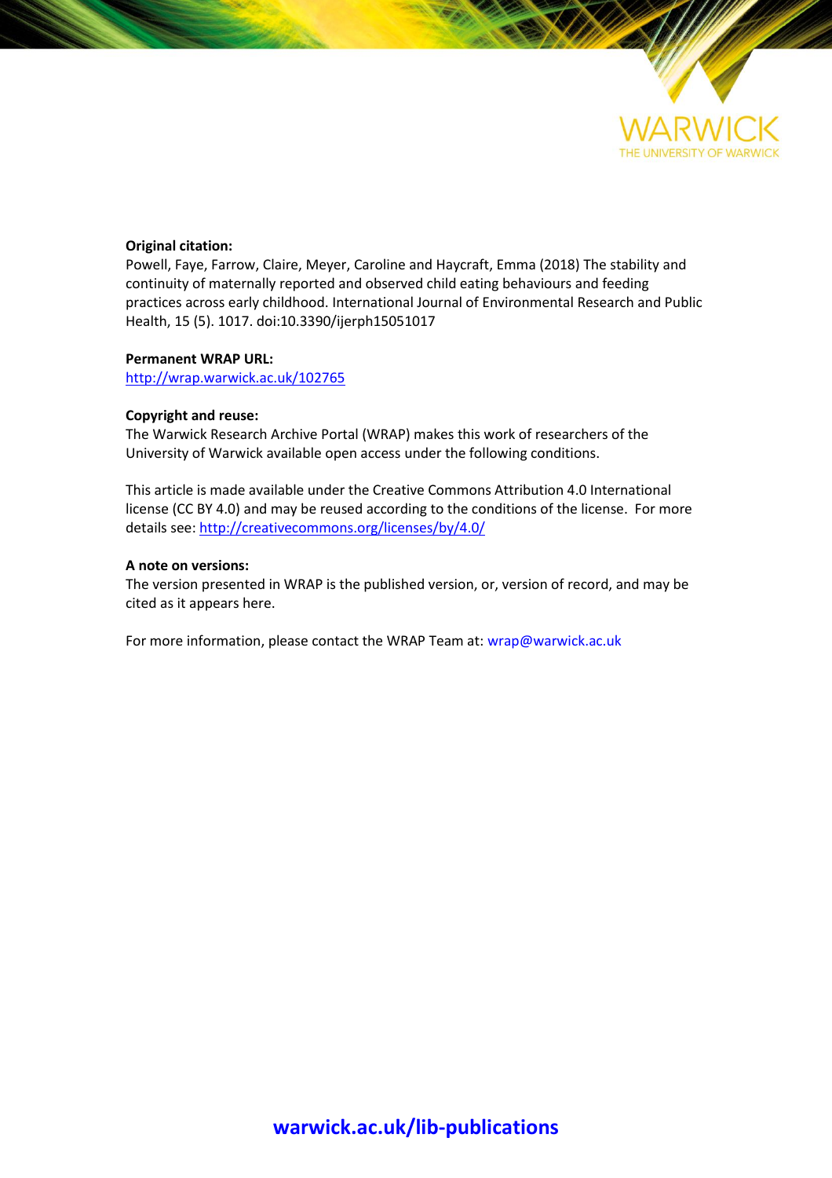WARWICK
THE UNIVERSITY OF WARWICK

**Original citation:**
Powell, Faye, Farrow, Claire, Meyer, Caroline and Haycraft, Emma (2018) The stability and continuity of maternally reported and observed child eating behaviours and feeding practices across early childhood. International Journal of Environmental Research and Public Health, 15 (5). 1017. doi:10.3390/ijerph15051017

**Permanent WRAP URL:**
http://wrap.warwick.ac.uk/102765

**Copyright and reuse:**
The Warwick Research Archive Portal (WRAP) makes this work of researchers of the University of Warwick available open access under the following conditions.

This article is made available under the Creative Commons Attribution 4.0 International license (CC BY 4.0) and may be reused according to the conditions of the license. For more details see: http://creativecommons.org/licenses/by/4.0/

**A note on versions:**
The version presented in WRAP is the published version, or, version of record, and may be cited as it appears here.

For more information, please contact the WRAP Team at: wrap@warwick.ac.uk

**warwick.ac.uk/lib-publications**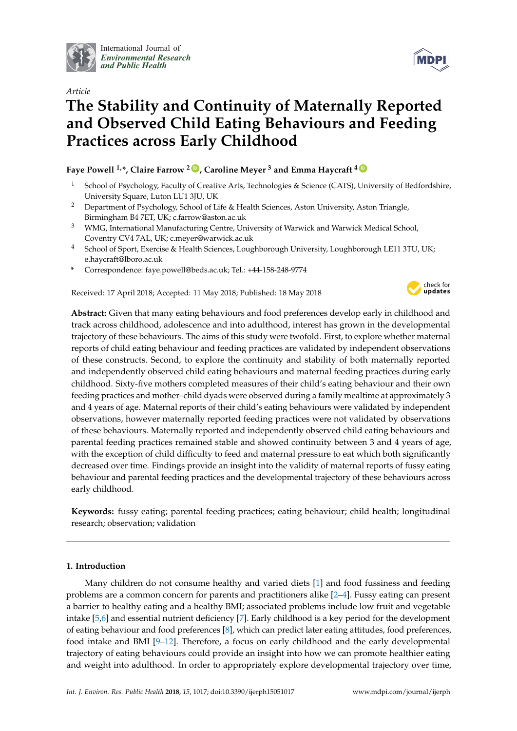Article

# The Stability and Continuity of Maternally Reported and Observed Child Eating Behaviours and Feeding Practices across Early Childhood

**Faye Powell [1,*], Claire Farrow [2], Caroline Meyer [3] and Emma Haycraft [4]**

[1] School of Psychology, Faculty of Creative Arts, Technologies & Science (CATS), University of Bedfordshire, University Square, Luton LU1 3JU, UK

[2] Department of Psychology, School of Life & Health Sciences, Aston University, Aston Triangle, Birmingham B4 7ET, UK; c.farrow@aston.ac.uk

[3] WMG, International Manufacturing Centre, University of Warwick and Warwick Medical School, Coventry CV4 7AL, UK; c.meyer@warwick.ac.uk

[4] School of Sport, Exercise & Health Sciences, Loughborough University, Loughborough LE11 3TU, UK; e.haycraft@lboro.ac.uk

\* Correspondence: faye.powell@beds.ac.uk; Tel.: +44-158-248-9774

Received: 17 April 2018; Accepted: 11 May 2018; Published: 18 May 2018

**Abstract:** Given that many eating behaviours and food preferences develop early in childhood and track across childhood, adolescence and into adulthood, interest has grown in the developmental trajectory of these behaviours. The aims of this study were twofold. First, to explore whether maternal reports of child eating behaviour and feeding practices are validated by independent observations of these constructs. Second, to explore the continuity and stability of both maternally reported and independently observed child eating behaviours and maternal feeding practices during early childhood. Sixty-five mothers completed measures of their child's eating behaviour and their own feeding practices and mother–child dyads were observed during a family mealtime at approximately 3 and 4 years of age. Maternal reports of their child's eating behaviours were validated by independent observations, however maternally reported feeding practices were not validated by observations of these behaviours. Maternally reported and independently observed child eating behaviours and parental feeding practices remained stable and showed continuity between 3 and 4 years of age, with the exception of child difficulty to feed and maternal pressure to eat which both significantly decreased over time. Findings provide an insight into the validity of maternal reports of fussy eating behaviour and parental feeding practices and the developmental trajectory of these behaviours across early childhood.

**Keywords:** fussy eating; parental feeding practices; eating behaviour; child health; longitudinal research; observation; validation

## 1. Introduction

Many children do not consume healthy and varied diets [1] and food fussiness and feeding problems are a common concern for parents and practitioners alike [2–4]. Fussy eating can present a barrier to healthy eating and a healthy BMI; associated problems include low fruit and vegetable intake [5,6] and essential nutrient deficiency [7]. Early childhood is a key period for the development of eating behaviour and food preferences [8], which can predict later eating attitudes, food preferences, food intake and BMI [9–12]. Therefore, a focus on early childhood and the early developmental trajectory of eating behaviours could provide an insight into how we can promote healthier eating and weight into adulthood. In order to appropriately explore developmental trajectory over time,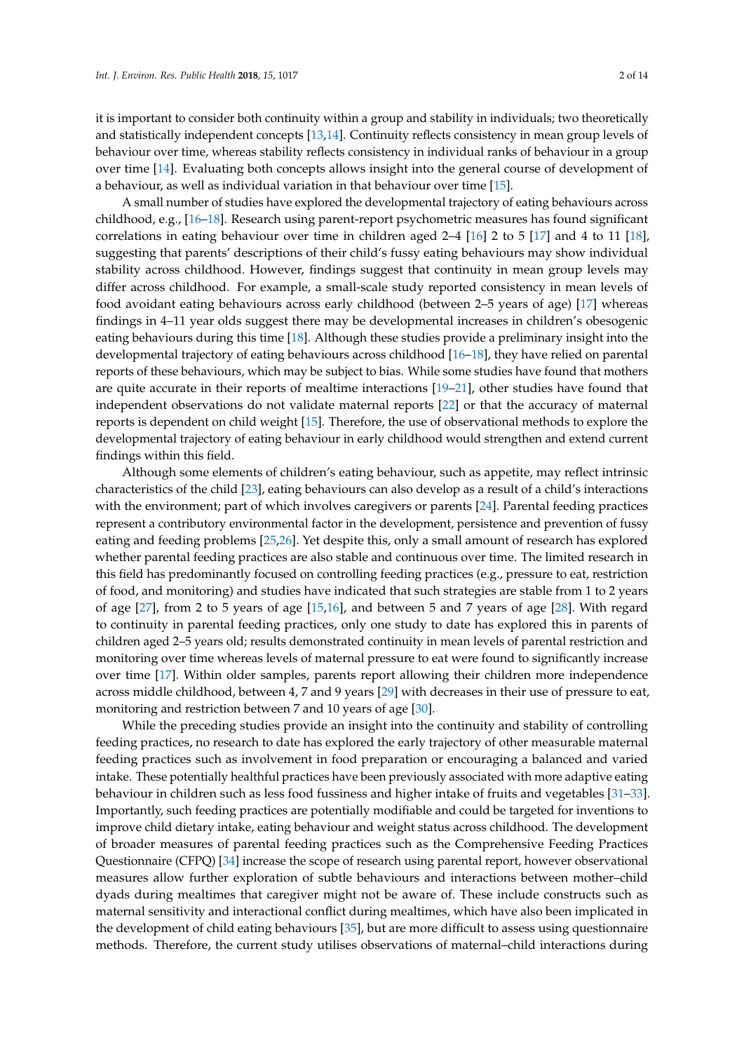it is important to consider both continuity within a group and stability in individuals; two theoretically and statistically independent concepts [13,14]. Continuity reflects consistency in mean group levels of behaviour over time, whereas stability reflects consistency in individual ranks of behaviour in a group over time [14]. Evaluating both concepts allows insight into the general course of development of a behaviour, as well as individual variation in that behaviour over time [15].

A small number of studies have explored the developmental trajectory of eating behaviours across childhood, e.g., [16–18]. Research using parent-report psychometric measures has found significant correlations in eating behaviour over time in children aged 2–4 [16] 2 to 5 [17] and 4 to 11 [18], suggesting that parents' descriptions of their child's fussy eating behaviours may show individual stability across childhood. However, findings suggest that continuity in mean group levels may differ across childhood. For example, a small-scale study reported consistency in mean levels of food avoidant eating behaviours across early childhood (between 2–5 years of age) [17] whereas findings in 4–11 year olds suggest there may be developmental increases in children's obesogenic eating behaviours during this time [18]. Although these studies provide a preliminary insight into the developmental trajectory of eating behaviours across childhood [16–18], they have relied on parental reports of these behaviours, which may be subject to bias. While some studies have found that mothers are quite accurate in their reports of mealtime interactions [19–21], other studies have found that independent observations do not validate maternal reports [22] or that the accuracy of maternal reports is dependent on child weight [15]. Therefore, the use of observational methods to explore the developmental trajectory of eating behaviour in early childhood would strengthen and extend current findings within this field.

Although some elements of children's eating behaviour, such as appetite, may reflect intrinsic characteristics of the child [23], eating behaviours can also develop as a result of a child's interactions with the environment; part of which involves caregivers or parents [24]. Parental feeding practices represent a contributory environmental factor in the development, persistence and prevention of fussy eating and feeding problems [25,26]. Yet despite this, only a small amount of research has explored whether parental feeding practices are also stable and continuous over time. The limited research in this field has predominantly focused on controlling feeding practices (e.g., pressure to eat, restriction of food, and monitoring) and studies have indicated that such strategies are stable from 1 to 2 years of age [27], from 2 to 5 years of age [15,16], and between 5 and 7 years of age [28]. With regard to continuity in parental feeding practices, only one study to date has explored this in parents of children aged 2–5 years old; results demonstrated continuity in mean levels of parental restriction and monitoring over time whereas levels of maternal pressure to eat were found to significantly increase over time [17]. Within older samples, parents report allowing their children more independence across middle childhood, between 4, 7 and 9 years [29] with decreases in their use of pressure to eat, monitoring and restriction between 7 and 10 years of age [30].

While the preceding studies provide an insight into the continuity and stability of controlling feeding practices, no research to date has explored the early trajectory of other measurable maternal feeding practices such as involvement in food preparation or encouraging a balanced and varied intake. These potentially healthful practices have been previously associated with more adaptive eating behaviour in children such as less food fussiness and higher intake of fruits and vegetables [31–33]. Importantly, such feeding practices are potentially modifiable and could be targeted for inventions to improve child dietary intake, eating behaviour and weight status across childhood. The development of broader measures of parental feeding practices such as the Comprehensive Feeding Practices Questionnaire (CFPQ) [34] increase the scope of research using parental report, however observational measures allow further exploration of subtle behaviours and interactions between mother–child dyads during mealtimes that caregiver might not be aware of. These include constructs such as maternal sensitivity and interactional conflict during mealtimes, which have also been implicated in the development of child eating behaviours [35], but are more difficult to assess using questionnaire methods. Therefore, the current study utilises observations of maternal–child interactions during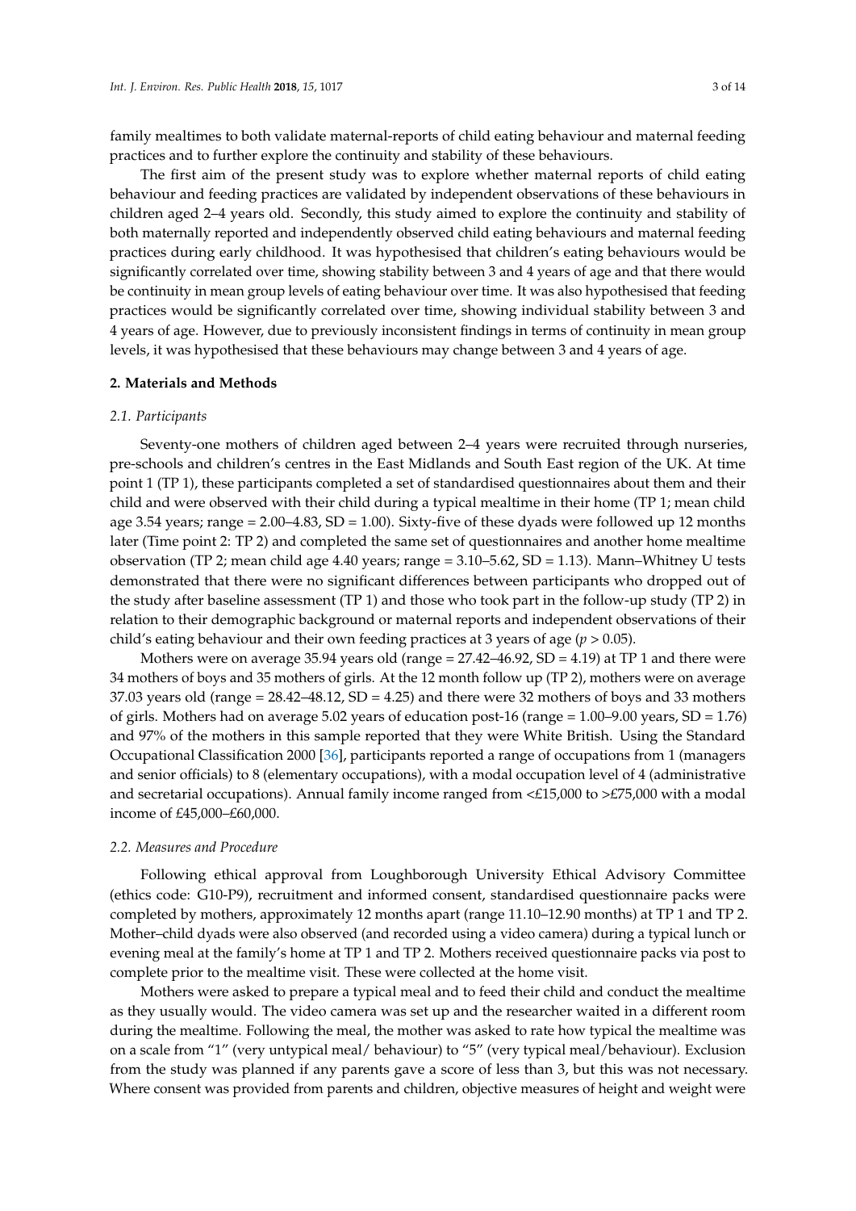family mealtimes to both validate maternal-reports of child eating behaviour and maternal feeding practices and to further explore the continuity and stability of these behaviours.

The first aim of the present study was to explore whether maternal reports of child eating behaviour and feeding practices are validated by independent observations of these behaviours in children aged 2–4 years old. Secondly, this study aimed to explore the continuity and stability of both maternally reported and independently observed child eating behaviours and maternal feeding practices during early childhood. It was hypothesised that children's eating behaviours would be significantly correlated over time, showing stability between 3 and 4 years of age and that there would be continuity in mean group levels of eating behaviour over time. It was also hypothesised that feeding practices would be significantly correlated over time, showing individual stability between 3 and 4 years of age. However, due to previously inconsistent findings in terms of continuity in mean group levels, it was hypothesised that these behaviours may change between 3 and 4 years of age.

## 2. Materials and Methods

### *2.1. Participants*

Seventy-one mothers of children aged between 2–4 years were recruited through nurseries, pre-schools and children's centres in the East Midlands and South East region of the UK. At time point 1 (TP 1), these participants completed a set of standardised questionnaires about them and their child and were observed with their child during a typical mealtime in their home (TP 1; mean child age 3.54 years; range = 2.00–4.83, SD = 1.00). Sixty-five of these dyads were followed up 12 months later (Time point 2: TP 2) and completed the same set of questionnaires and another home mealtime observation (TP 2; mean child age 4.40 years; range = 3.10–5.62, SD = 1.13). Mann–Whitney U tests demonstrated that there were no significant differences between participants who dropped out of the study after baseline assessment (TP 1) and those who took part in the follow-up study (TP 2) in relation to their demographic background or maternal reports and independent observations of their child's eating behaviour and their own feeding practices at 3 years of age ($p > 0.05$).

Mothers were on average 35.94 years old (range = 27.42–46.92, SD = 4.19) at TP 1 and there were 34 mothers of boys and 35 mothers of girls. At the 12 month follow up (TP 2), mothers were on average 37.03 years old (range = 28.42–48.12, SD = 4.25) and there were 32 mothers of boys and 33 mothers of girls. Mothers had on average 5.02 years of education post-16 (range = 1.00–9.00 years, SD = 1.76) and 97% of the mothers in this sample reported that they were White British. Using the Standard Occupational Classification 2000 [36], participants reported a range of occupations from 1 (managers and senior officials) to 8 (elementary occupations), with a modal occupation level of 4 (administrative and secretarial occupations). Annual family income ranged from <£15,000 to >£75,000 with a modal income of £45,000–£60,000.

### *2.2. Measures and Procedure*

Following ethical approval from Loughborough University Ethical Advisory Committee (ethics code: G10-P9), recruitment and informed consent, standardised questionnaire packs were completed by mothers, approximately 12 months apart (range 11.10–12.90 months) at TP 1 and TP 2. Mother–child dyads were also observed (and recorded using a video camera) during a typical lunch or evening meal at the family's home at TP 1 and TP 2. Mothers received questionnaire packs via post to complete prior to the mealtime visit. These were collected at the home visit.

Mothers were asked to prepare a typical meal and to feed their child and conduct the mealtime as they usually would. The video camera was set up and the researcher waited in a different room during the mealtime. Following the meal, the mother was asked to rate how typical the mealtime was on a scale from "1" (very untypical meal/ behaviour) to "5" (very typical meal/behaviour). Exclusion from the study was planned if any parents gave a score of less than 3, but this was not necessary. Where consent was provided from parents and children, objective measures of height and weight were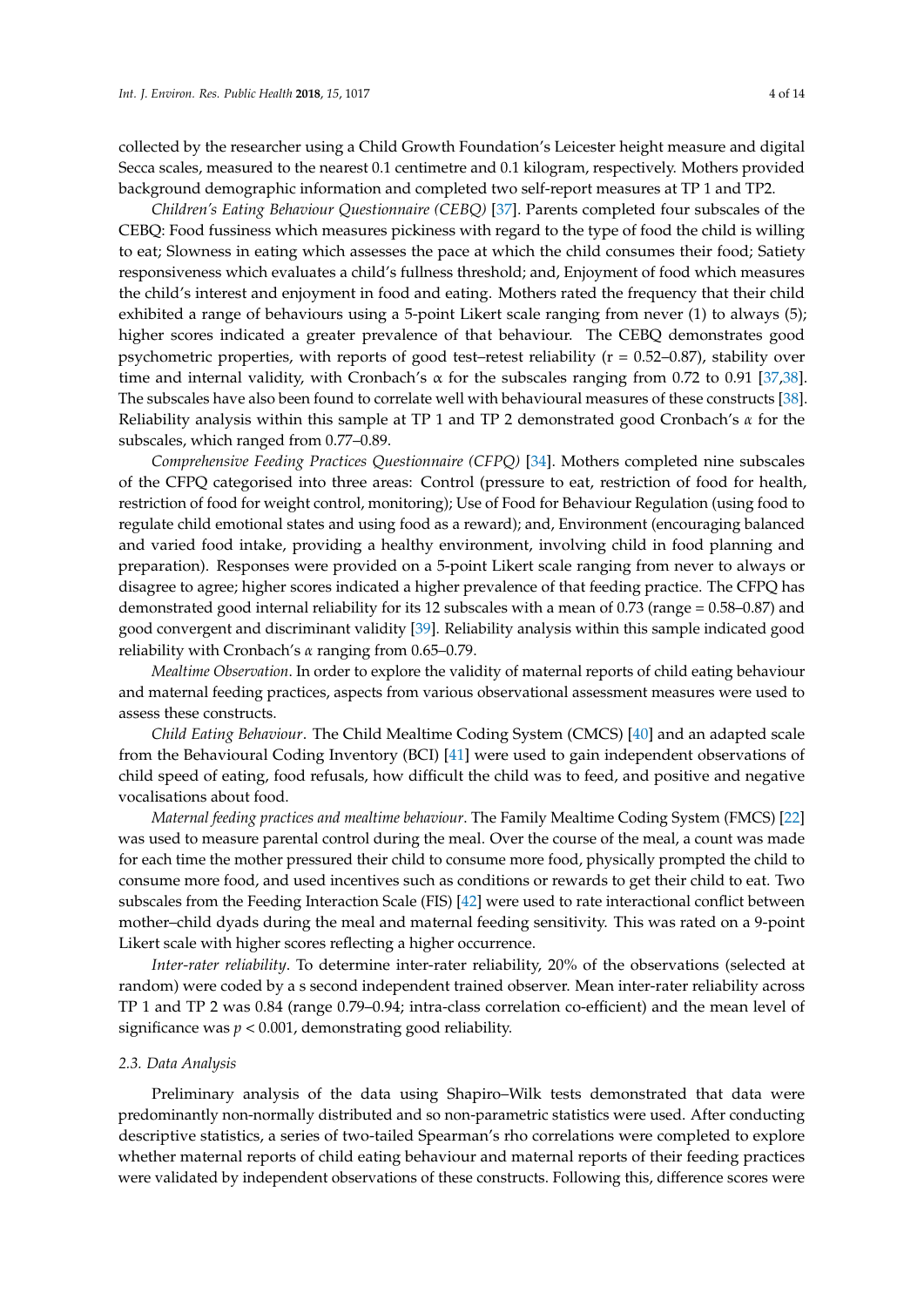collected by the researcher using a Child Growth Foundation's Leicester height measure and digital Secca scales, measured to the nearest 0.1 centimetre and 0.1 kilogram, respectively. Mothers provided background demographic information and completed two self-report measures at TP 1 and TP2.

*Children's Eating Behaviour Questionnaire (CEBQ)* [37]. Parents completed four subscales of the CEBQ: Food fussiness which measures pickiness with regard to the type of food the child is willing to eat; Slowness in eating which assesses the pace at which the child consumes their food; Satiety responsiveness which evaluates a child's fullness threshold; and, Enjoyment of food which measures the child's interest and enjoyment in food and eating. Mothers rated the frequency that their child exhibited a range of behaviours using a 5-point Likert scale ranging from never (1) to always (5); higher scores indicated a greater prevalence of that behaviour. The CEBQ demonstrates good psychometric properties, with reports of good test–retest reliability ($r = 0.52$–$0.87$), stability over time and internal validity, with Cronbach's $\alpha$ for the subscales ranging from 0.72 to 0.91 [37,38]. The subscales have also been found to correlate well with behavioural measures of these constructs [38]. Reliability analysis within this sample at TP 1 and TP 2 demonstrated good Cronbach's $\alpha$ for the subscales, which ranged from 0.77–0.89.

*Comprehensive Feeding Practices Questionnaire (CFPQ)* [34]. Mothers completed nine subscales of the CFPQ categorised into three areas: Control (pressure to eat, restriction of food for health, restriction of food for weight control, monitoring); Use of Food for Behaviour Regulation (using food to regulate child emotional states and using food as a reward); and, Environment (encouraging balanced and varied food intake, providing a healthy environment, involving child in food planning and preparation). Responses were provided on a 5-point Likert scale ranging from never to always or disagree to agree; higher scores indicated a higher prevalence of that feeding practice. The CFPQ has demonstrated good internal reliability for its 12 subscales with a mean of 0.73 (range = 0.58–0.87) and good convergent and discriminant validity [39]. Reliability analysis within this sample indicated good reliability with Cronbach's $\alpha$ ranging from 0.65–0.79.

*Mealtime Observation.* In order to explore the validity of maternal reports of child eating behaviour and maternal feeding practices, aspects from various observational assessment measures were used to assess these constructs.

*Child Eating Behaviour*. The Child Mealtime Coding System (CMCS) [40] and an adapted scale from the Behavioural Coding Inventory (BCI) [41] were used to gain independent observations of child speed of eating, food refusals, how difficult the child was to feed, and positive and negative vocalisations about food.

*Maternal feeding practices and mealtime behaviour*. The Family Mealtime Coding System (FMCS) [22] was used to measure parental control during the meal. Over the course of the meal, a count was made for each time the mother pressured their child to consume more food, physically prompted the child to consume more food, and used incentives such as conditions or rewards to get their child to eat. Two subscales from the Feeding Interaction Scale (FIS) [42] were used to rate interactional conflict between mother–child dyads during the meal and maternal feeding sensitivity. This was rated on a 9-point Likert scale with higher scores reflecting a higher occurrence.

*Inter-rater reliability*. To determine inter-rater reliability, 20% of the observations (selected at random) were coded by a s second independent trained observer. Mean inter-rater reliability across TP 1 and TP 2 was 0.84 (range 0.79–0.94; intra-class correlation co-efficient) and the mean level of significance was $p < 0.001$, demonstrating good reliability.

### 2.3. Data Analysis

Preliminary analysis of the data using Shapiro–Wilk tests demonstrated that data were predominantly non-normally distributed and so non-parametric statistics were used. After conducting descriptive statistics, a series of two-tailed Spearman's rho correlations were completed to explore whether maternal reports of child eating behaviour and maternal reports of their feeding practices were validated by independent observations of these constructs. Following this, difference scores were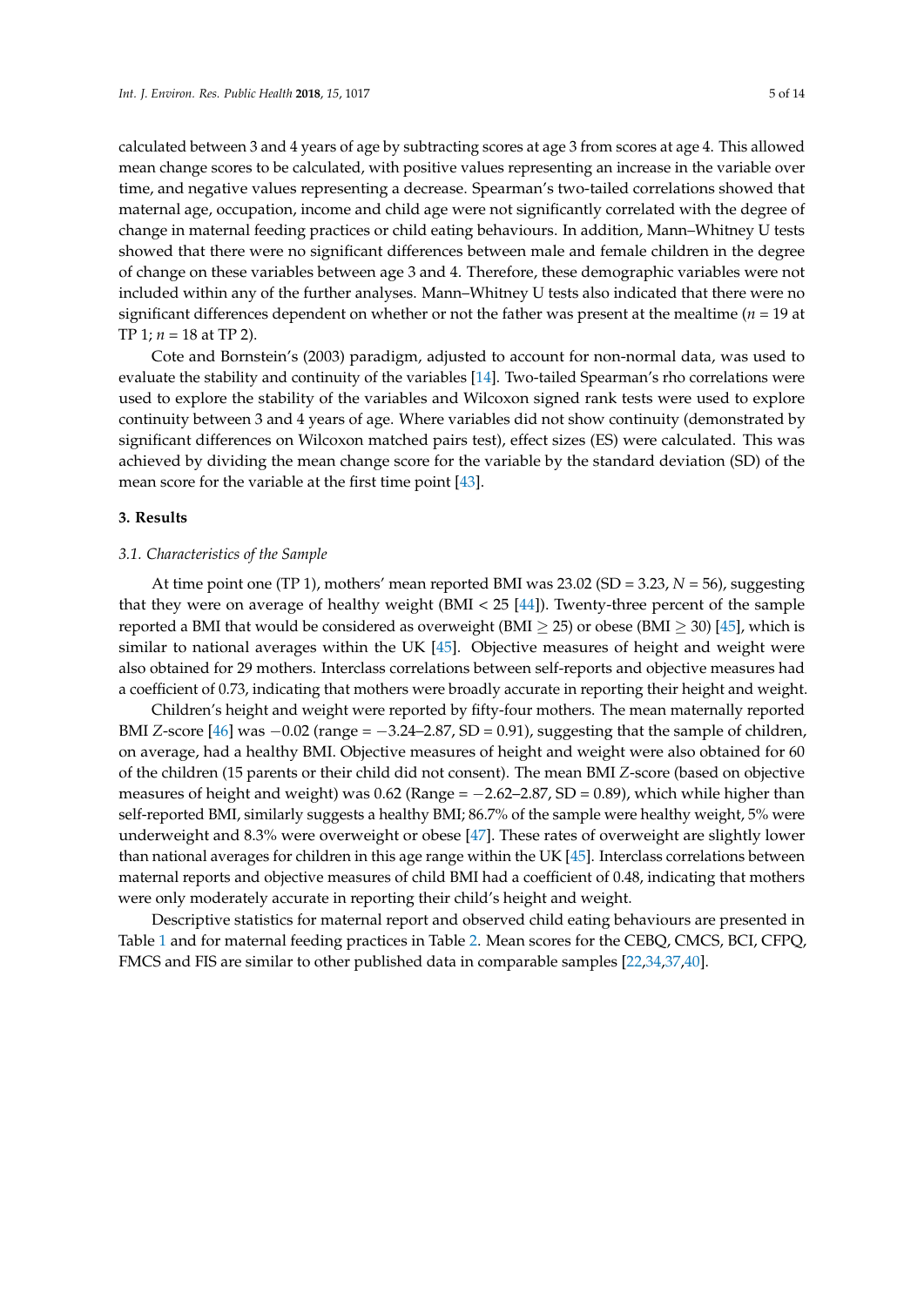calculated between 3 and 4 years of age by subtracting scores at age 3 from scores at age 4. This allowed mean change scores to be calculated, with positive values representing an increase in the variable over time, and negative values representing a decrease. Spearman's two-tailed correlations showed that maternal age, occupation, income and child age were not significantly correlated with the degree of change in maternal feeding practices or child eating behaviours. In addition, Mann–Whitney U tests showed that there were no significant differences between male and female children in the degree of change on these variables between age 3 and 4. Therefore, these demographic variables were not included within any of the further analyses. Mann–Whitney U tests also indicated that there were no significant differences dependent on whether or not the father was present at the mealtime ($n = 19$ at TP 1; $n = 18$ at TP 2).

Cote and Bornstein's (2003) paradigm, adjusted to account for non-normal data, was used to evaluate the stability and continuity of the variables [14]. Two-tailed Spearman's rho correlations were used to explore the stability of the variables and Wilcoxon signed rank tests were used to explore continuity between 3 and 4 years of age. Where variables did not show continuity (demonstrated by significant differences on Wilcoxon matched pairs test), effect sizes (ES) were calculated. This was achieved by dividing the mean change score for the variable by the standard deviation (SD) of the mean score for the variable at the first time point [43].

## 3. Results

### 3.1. Characteristics of the Sample

At time point one (TP 1), mothers' mean reported BMI was 23.02 (SD = 3.23, $N = 56$), suggesting that they were on average of healthy weight (BMI < 25 [44]). Twenty-three percent of the sample reported a BMI that would be considered as overweight (BMI $\geq$ 25) or obese (BMI $\geq$ 30) [45], which is similar to national averages within the UK [45]. Objective measures of height and weight were also obtained for 29 mothers. Interclass correlations between self-reports and objective measures had a coefficient of 0.73, indicating that mothers were broadly accurate in reporting their height and weight.

Children's height and weight were reported by fifty-four mothers. The mean maternally reported BMI $Z$-score [46] was $-0.02$ (range = $-3.24$–2.87, SD = 0.91), suggesting that the sample of children, on average, had a healthy BMI. Objective measures of height and weight were also obtained for 60 of the children (15 parents or their child did not consent). The mean BMI $Z$-score (based on objective measures of height and weight) was 0.62 (Range = $-2.62$–2.87, SD = 0.89), which while higher than self-reported BMI, similarly suggests a healthy BMI; 86.7% of the sample were healthy weight, 5% were underweight and 8.3% were overweight or obese [47]. These rates of overweight are slightly lower than national averages for children in this age range within the UK [45]. Interclass correlations between maternal reports and objective measures of child BMI had a coefficient of 0.48, indicating that mothers were only moderately accurate in reporting their child's height and weight.

Descriptive statistics for maternal report and observed child eating behaviours are presented in Table 1 and for maternal feeding practices in Table 2. Mean scores for the CEBQ, CMCS, BCI, CFPQ, FMCS and FIS are similar to other published data in comparable samples [22,34,37,40].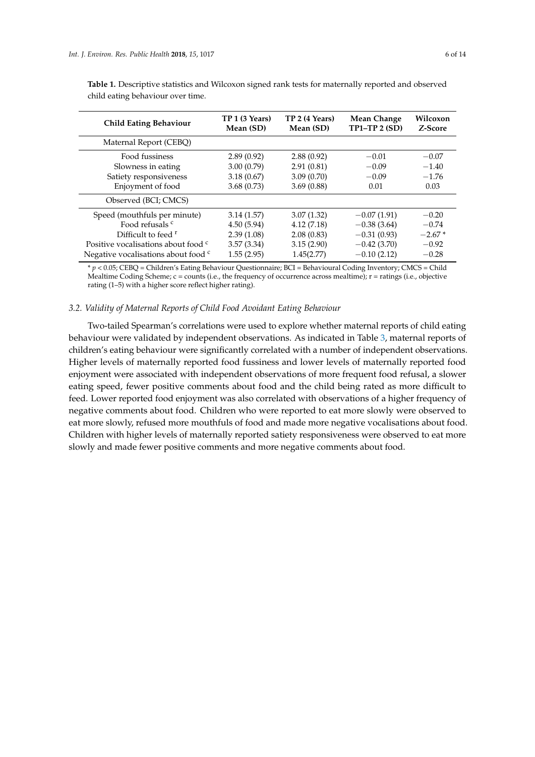**Table 1.** Descriptive statistics and Wilcoxon signed rank tests for maternally reported and observed child eating behaviour over time.

| Child Eating Behaviour | TP 1 (3 Years) Mean (SD) | TP 2 (4 Years) Mean (SD) | Mean Change TP1–TP 2 (SD) | Wilcoxon *Z*-Score |
|---|---|---|---|---|
| Maternal Report (CEBQ) | | | | |
| Food fussiness | 2.89 (0.92) | 2.88 (0.92) | −0.01 | −0.07 |
| Slowness in eating | 3.00 (0.79) | 2.91 (0.81) | −0.09 | −1.40 |
| Satiety responsiveness | 3.18 (0.67) | 3.09 (0.70) | −0.09 | −1.76 |
| Enjoyment of food | 3.68 (0.73) | 3.69 (0.88) | 0.01 | 0.03 |
| Observed (BCI; CMCS) | | | | |
| Speed (mouthfuls per minute) | 3.14 (1.57) | 3.07 (1.32) | −0.07 (1.91) | −0.20 |
| Food refusals [c] | 4.50 (5.94) | 4.12 (7.18) | −0.38 (3.64) | −0.74 |
| Difficult to feed [r] | 2.39 (1.08) | 2.08 (0.83) | −0.31 (0.93) | −2.67 * |
| Positive vocalisations about food [c] | 3.57 (3.34) | 3.15 (2.90) | −0.42 (3.70) | −0.92 |
| Negative vocalisations about food [c] | 1.55 (2.95) | 1.45(2.77) | −0.10 (2.12) | −0.28 |

* $p < 0.05$; CEBQ = Children's Eating Behaviour Questionnaire; BCI = Behavioural Coding Inventory; CMCS = Child Mealtime Coding Scheme; c = counts (i.e., the frequency of occurrence across mealtime); r = ratings (i.e., objective rating (1–5) with a higher score reflect higher rating).

### 3.2. Validity of Maternal Reports of Child Food Avoidant Eating Behaviour

Two-tailed Spearman's correlations were used to explore whether maternal reports of child eating behaviour were validated by independent observations. As indicated in Table 3, maternal reports of children's eating behaviour were significantly correlated with a number of independent observations. Higher levels of maternally reported food fussiness and lower levels of maternally reported food enjoyment were associated with independent observations of more frequent food refusal, a slower eating speed, fewer positive comments about food and the child being rated as more difficult to feed. Lower reported food enjoyment was also correlated with observations of a higher frequency of negative comments about food. Children who were reported to eat more slowly were observed to eat more slowly, refused more mouthfuls of food and made more negative vocalisations about food. Children with higher levels of maternally reported satiety responsiveness were observed to eat more slowly and made fewer positive comments and more negative comments about food.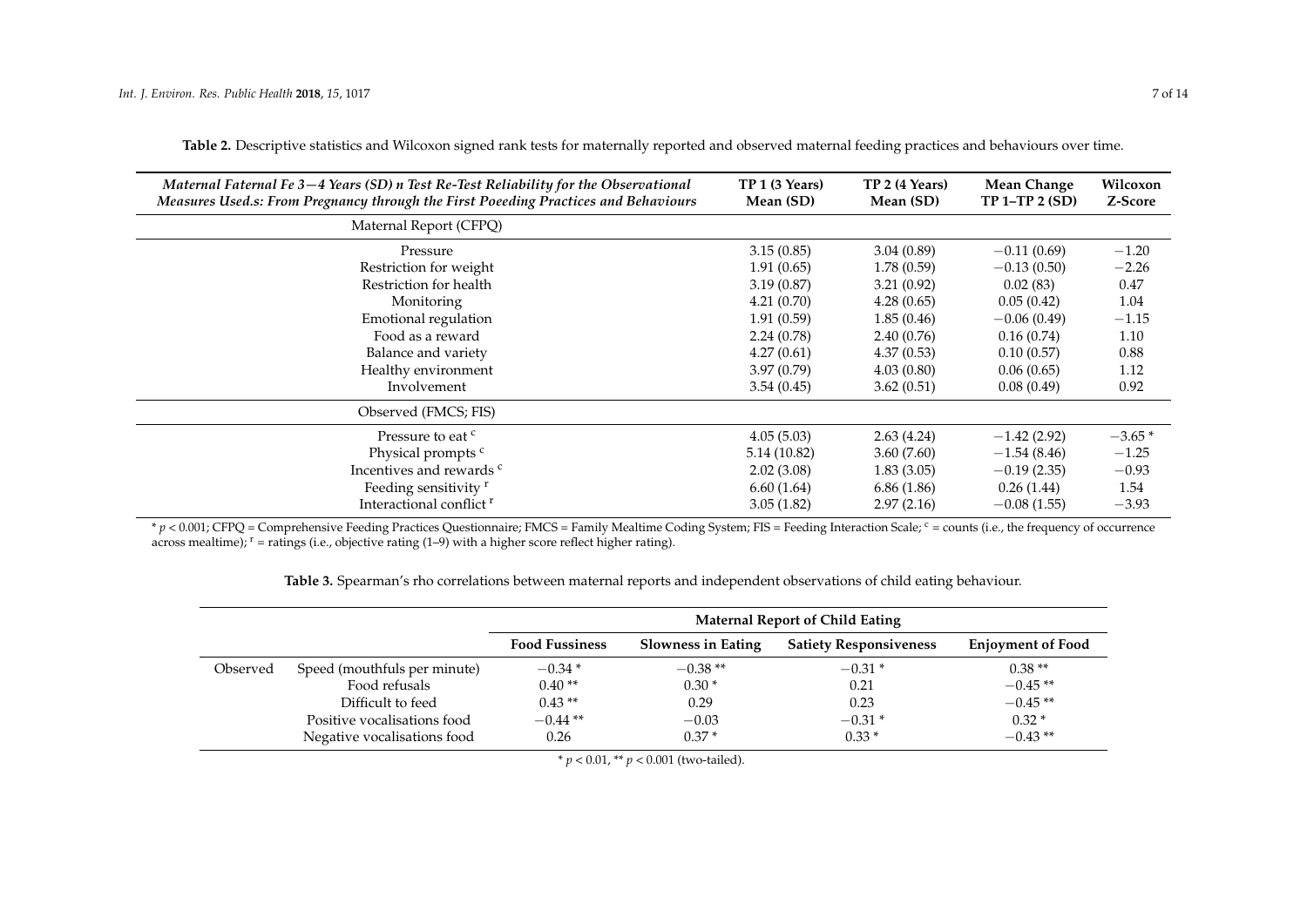**Table 2.** Descriptive statistics and Wilcoxon signed rank tests for maternally reported and observed maternal feeding practices and behaviours over time.

| *Maternal Faternal Fe 3—4 Years (SD) n Test Re-Test Reliability for the Observational Measures Used.s: From Pregnancy through the First Poeeding Practices and Behaviours* | TP 1 (3 Years) Mean (SD) | TP 2 (4 Years) Mean (SD) | Mean Change TP 1–TP 2 (SD) | Wilcoxon Z-Score |
|---|---|---|---|---|
| Maternal Report (CFPQ) | | | | |
| Pressure | 3.15 (0.85) | 3.04 (0.89) | −0.11 (0.69) | −1.20 |
| Restriction for weight | 1.91 (0.65) | 1.78 (0.59) | −0.13 (0.50) | −2.26 |
| Restriction for health | 3.19 (0.87) | 3.21 (0.92) | 0.02 (83) | 0.47 |
| Monitoring | 4.21 (0.70) | 4.28 (0.65) | 0.05 (0.42) | 1.04 |
| Emotional regulation | 1.91 (0.59) | 1.85 (0.46) | −0.06 (0.49) | −1.15 |
| Food as a reward | 2.24 (0.78) | 2.40 (0.76) | 0.16 (0.74) | 1.10 |
| Balance and variety | 4.27 (0.61) | 4.37 (0.53) | 0.10 (0.57) | 0.88 |
| Healthy environment | 3.97 (0.79) | 4.03 (0.80) | 0.06 (0.65) | 1.12 |
| Involvement | 3.54 (0.45) | 3.62 (0.51) | 0.08 (0.49) | 0.92 |
| Observed (FMCS; FIS) | | | | |
| Pressure to eat [c] | 4.05 (5.03) | 2.63 (4.24) | −1.42 (2.92) | −3.65 * |
| Physical prompts [c] | 5.14 (10.82) | 3.60 (7.60) | −1.54 (8.46) | −1.25 |
| Incentives and rewards [c] | 2.02 (3.08) | 1.83 (3.05) | −0.19 (2.35) | −0.93 |
| Feeding sensitivity [r] | 6.60 (1.64) | 6.86 (1.86) | 0.26 (1.44) | 1.54 |
| Interactional conflict [r] | 3.05 (1.82) | 2.97 (2.16) | −0.08 (1.55) | −3.93 |

* $p < 0.001$; CFPQ = Comprehensive Feeding Practices Questionnaire; FMCS = Family Mealtime Coding System; FIS = Feeding Interaction Scale; [c] = counts (i.e., the frequency of occurrence across mealtime); [r] = ratings (i.e., objective rating (1–9) with a higher score reflect higher rating).

**Table 3.** Spearman's rho correlations between maternal reports and independent observations of child eating behaviour.

| | | Maternal Report of Child Eating | | | |
|---|---|---|---|---|---|
| | | **Food Fussiness** | **Slowness in Eating** | **Satiety Responsiveness** | **Enjoyment of Food** |
| Observed | Speed (mouthfuls per minute) | −0.34 * | −0.38 ** | −0.31 * | 0.38 ** |
| | Food refusals | 0.40 ** | 0.30 * | 0.21 | −0.45 ** |
| | Difficult to feed | 0.43 ** | 0.29 | 0.23 | −0.45 ** |
| | Positive vocalisations food | −0.44 ** | −0.03 | −0.31 * | 0.32 * |
| | Negative vocalisations food | 0.26 | 0.37 * | 0.33 * | −0.43 ** |

* $p < 0.01$, ** $p < 0.001$ (two-tailed).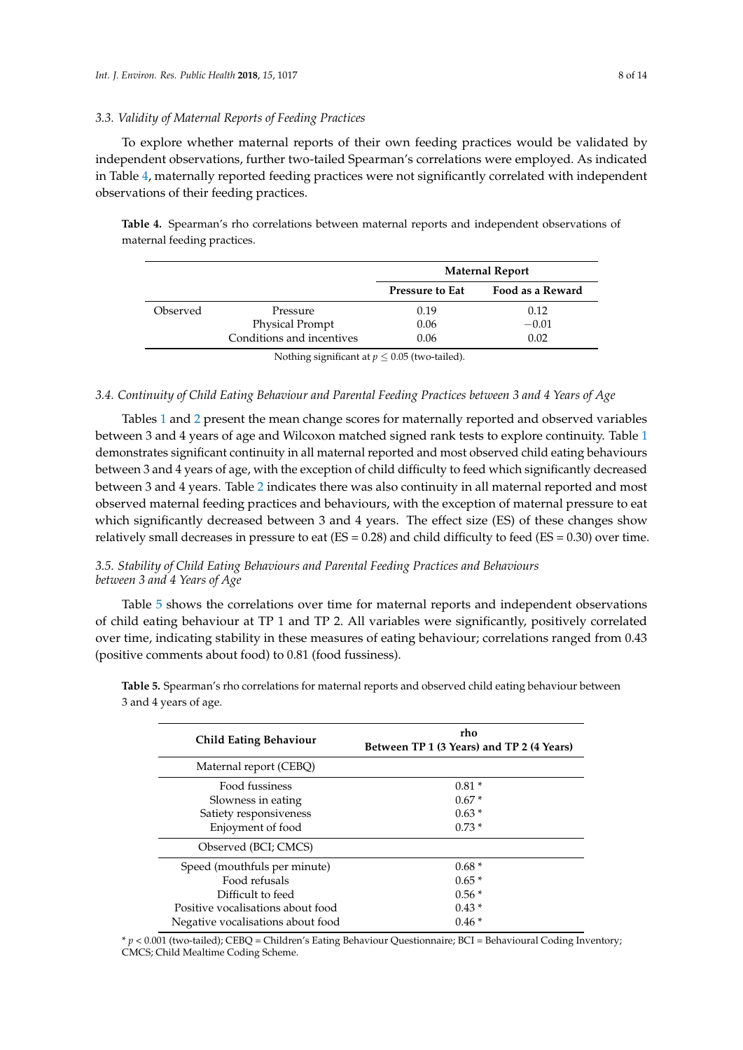### 3.3. Validity of Maternal Reports of Feeding Practices

To explore whether maternal reports of their own feeding practices would be validated by independent observations, further two-tailed Spearman's correlations were employed. As indicated in Table 4, maternally reported feeding practices were not significantly correlated with independent observations of their feeding practices.

**Table 4.** Spearman's rho correlations between maternal reports and independent observations of maternal feeding practices.

| | | Maternal Report | |
|---|---|---|---|
| | | **Pressure to Eat** | **Food as a Reward** |
| Observed | Pressure | 0.19 | 0.12 |
| | Physical Prompt | 0.06 | −0.01 |
| | Conditions and incentives | 0.06 | 0.02 |

Nothing significant at $p \leq 0.05$ (two-tailed).

### 3.4. Continuity of Child Eating Behaviour and Parental Feeding Practices between 3 and 4 Years of Age

Tables 1 and 2 present the mean change scores for maternally reported and observed variables between 3 and 4 years of age and Wilcoxon matched signed rank tests to explore continuity. Table 1 demonstrates significant continuity in all maternal reported and most observed child eating behaviours between 3 and 4 years of age, with the exception of child difficulty to feed which significantly decreased between 3 and 4 years. Table 2 indicates there was also continuity in all maternal reported and most observed maternal feeding practices and behaviours, with the exception of maternal pressure to eat which significantly decreased between 3 and 4 years. The effect size (ES) of these changes show relatively small decreases in pressure to eat (ES = 0.28) and child difficulty to feed (ES = 0.30) over time.

### 3.5. Stability of Child Eating Behaviours and Parental Feeding Practices and Behaviours between 3 and 4 Years of Age

Table 5 shows the correlations over time for maternal reports and independent observations of child eating behaviour at TP 1 and TP 2. All variables were significantly, positively correlated over time, indicating stability in these measures of eating behaviour; correlations ranged from 0.43 (positive comments about food) to 0.81 (food fussiness).

**Table 5.** Spearman's rho correlations for maternal reports and observed child eating behaviour between 3 and 4 years of age.

| Child Eating Behaviour | rho Between TP 1 (3 Years) and TP 2 (4 Years) |
|---|---|
| Maternal report (CEBQ) | |
| Food fussiness | 0.81 * |
| Slowness in eating | 0.67 * |
| Satiety responsiveness | 0.63 * |
| Enjoyment of food | 0.73 * |
| Observed (BCI; CMCS) | |
| Speed (mouthfuls per minute) | 0.68 * |
| Food refusals | 0.65 * |
| Difficult to feed | 0.56 * |
| Positive vocalisations about food | 0.43 * |
| Negative vocalisations about food | 0.46 * |

* $p < 0.001$ (two-tailed); CEBQ = Children's Eating Behaviour Questionnaire; BCI = Behavioural Coding Inventory; CMCS; Child Mealtime Coding Scheme.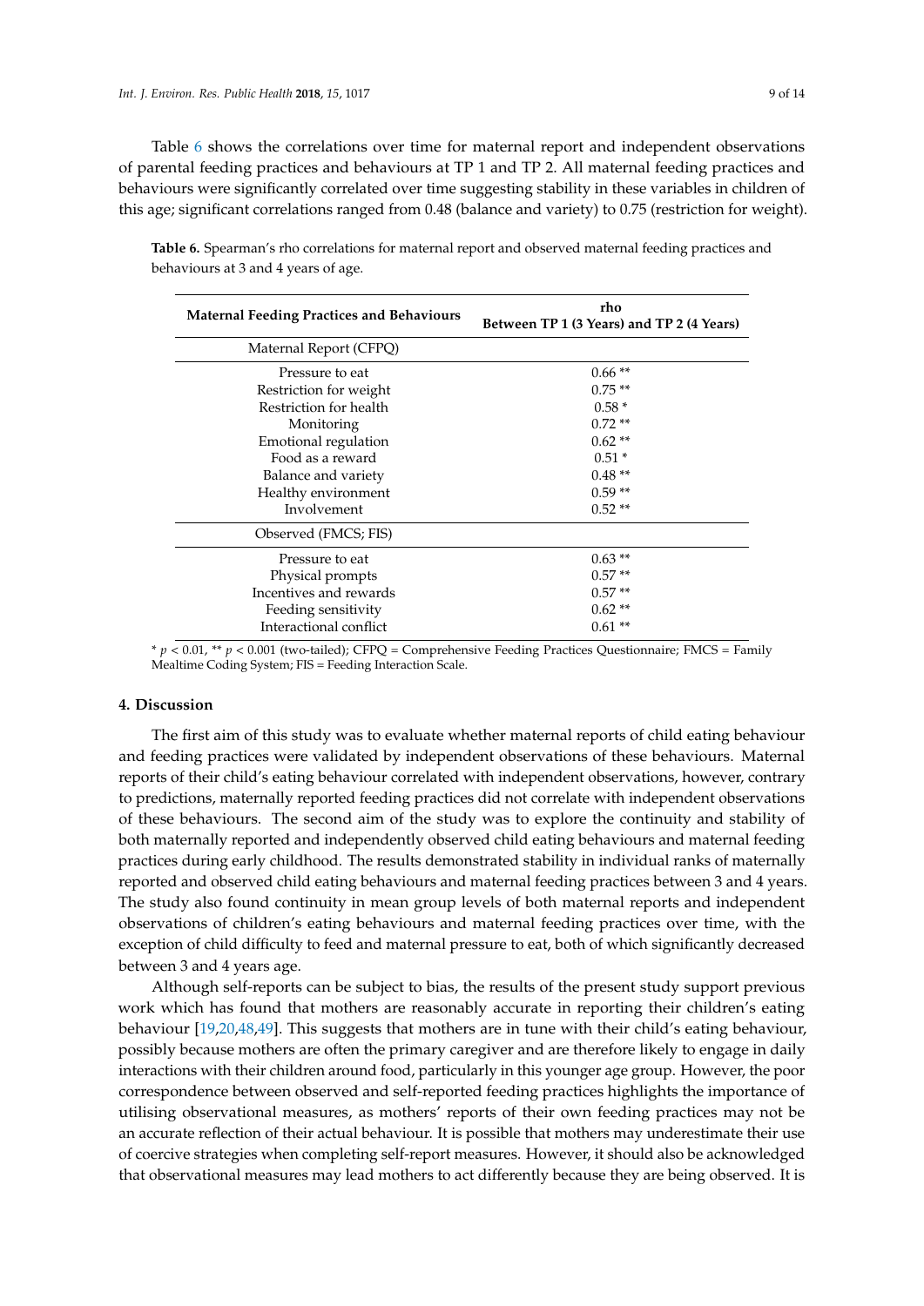Table 6 shows the correlations over time for maternal report and independent observations of parental feeding practices and behaviours at TP 1 and TP 2. All maternal feeding practices and behaviours were significantly correlated over time suggesting stability in these variables in children of this age; significant correlations ranged from 0.48 (balance and variety) to 0.75 (restriction for weight).

**Table 6.** Spearman's rho correlations for maternal report and observed maternal feeding practices and behaviours at 3 and 4 years of age.

| Maternal Feeding Practices and Behaviours | rho Between TP 1 (3 Years) and TP 2 (4 Years) |
|---|---|
| Maternal Report (CFPQ) | |
| Pressure to eat | 0.66 ** |
| Restriction for weight | 0.75 ** |
| Restriction for health | 0.58 * |
| Monitoring | 0.72 ** |
| Emotional regulation | 0.62 ** |
| Food as a reward | 0.51 * |
| Balance and variety | 0.48 ** |
| Healthy environment | 0.59 ** |
| Involvement | 0.52 ** |
| Observed (FMCS; FIS) | |
| Pressure to eat | 0.63 ** |
| Physical prompts | 0.57 ** |
| Incentives and rewards | 0.57 ** |
| Feeding sensitivity | 0.62 ** |
| Interactional conflict | 0.61 ** |

* $p < 0.01$, ** $p < 0.001$ (two-tailed); CFPQ = Comprehensive Feeding Practices Questionnaire; FMCS = Family Mealtime Coding System; FIS = Feeding Interaction Scale.

## 4. Discussion

The first aim of this study was to evaluate whether maternal reports of child eating behaviour and feeding practices were validated by independent observations of these behaviours. Maternal reports of their child's eating behaviour correlated with independent observations, however, contrary to predictions, maternally reported feeding practices did not correlate with independent observations of these behaviours. The second aim of the study was to explore the continuity and stability of both maternally reported and independently observed child eating behaviours and maternal feeding practices during early childhood. The results demonstrated stability in individual ranks of maternally reported and observed child eating behaviours and maternal feeding practices between 3 and 4 years. The study also found continuity in mean group levels of both maternal reports and independent observations of children's eating behaviours and maternal feeding practices over time, with the exception of child difficulty to feed and maternal pressure to eat, both of which significantly decreased between 3 and 4 years age.

Although self-reports can be subject to bias, the results of the present study support previous work which has found that mothers are reasonably accurate in reporting their children's eating behaviour [19,20,48,49]. This suggests that mothers are in tune with their child's eating behaviour, possibly because mothers are often the primary caregiver and are therefore likely to engage in daily interactions with their children around food, particularly in this younger age group. However, the poor correspondence between observed and self-reported feeding practices highlights the importance of utilising observational measures, as mothers' reports of their own feeding practices may not be an accurate reflection of their actual behaviour. It is possible that mothers may underestimate their use of coercive strategies when completing self-report measures. However, it should also be acknowledged that observational measures may lead mothers to act differently because they are being observed. It is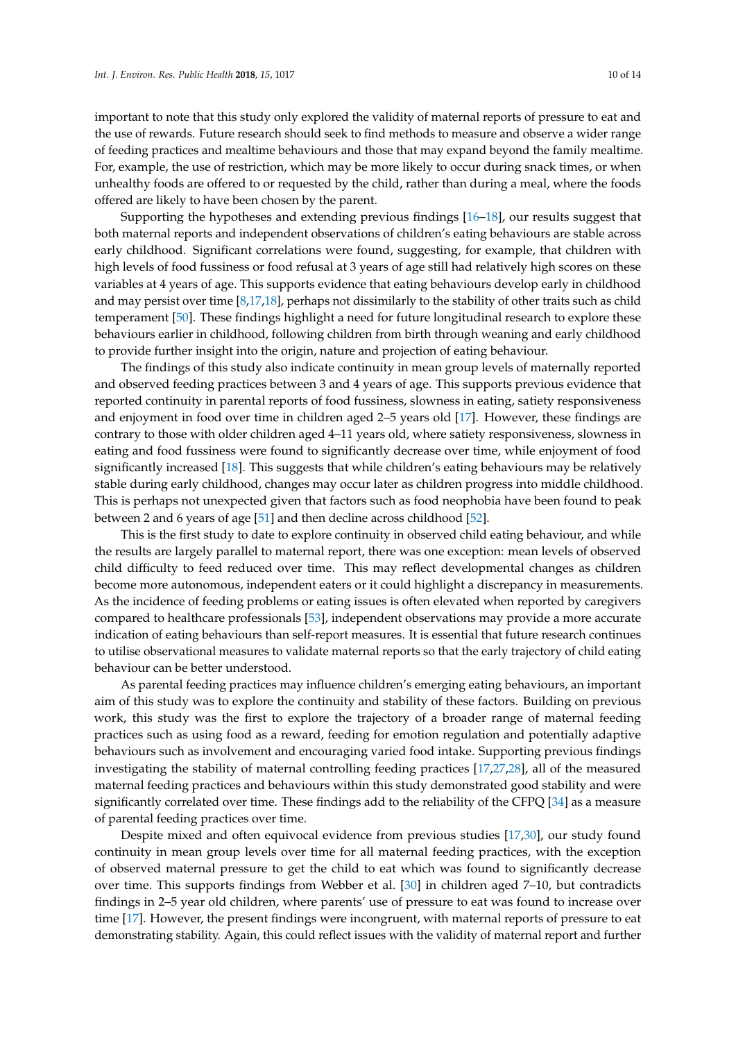important to note that this study only explored the validity of maternal reports of pressure to eat and the use of rewards. Future research should seek to find methods to measure and observe a wider range of feeding practices and mealtime behaviours and those that may expand beyond the family mealtime. For, example, the use of restriction, which may be more likely to occur during snack times, or when unhealthy foods are offered to or requested by the child, rather than during a meal, where the foods offered are likely to have been chosen by the parent.

Supporting the hypotheses and extending previous findings [16–18], our results suggest that both maternal reports and independent observations of children's eating behaviours are stable across early childhood. Significant correlations were found, suggesting, for example, that children with high levels of food fussiness or food refusal at 3 years of age still had relatively high scores on these variables at 4 years of age. This supports evidence that eating behaviours develop early in childhood and may persist over time [8,17,18], perhaps not dissimilarly to the stability of other traits such as child temperament [50]. These findings highlight a need for future longitudinal research to explore these behaviours earlier in childhood, following children from birth through weaning and early childhood to provide further insight into the origin, nature and projection of eating behaviour.

The findings of this study also indicate continuity in mean group levels of maternally reported and observed feeding practices between 3 and 4 years of age. This supports previous evidence that reported continuity in parental reports of food fussiness, slowness in eating, satiety responsiveness and enjoyment in food over time in children aged 2–5 years old [17]. However, these findings are contrary to those with older children aged 4–11 years old, where satiety responsiveness, slowness in eating and food fussiness were found to significantly decrease over time, while enjoyment of food significantly increased [18]. This suggests that while children's eating behaviours may be relatively stable during early childhood, changes may occur later as children progress into middle childhood. This is perhaps not unexpected given that factors such as food neophobia have been found to peak between 2 and 6 years of age [51] and then decline across childhood [52].

This is the first study to date to explore continuity in observed child eating behaviour, and while the results are largely parallel to maternal report, there was one exception: mean levels of observed child difficulty to feed reduced over time. This may reflect developmental changes as children become more autonomous, independent eaters or it could highlight a discrepancy in measurements. As the incidence of feeding problems or eating issues is often elevated when reported by caregivers compared to healthcare professionals [53], independent observations may provide a more accurate indication of eating behaviours than self-report measures. It is essential that future research continues to utilise observational measures to validate maternal reports so that the early trajectory of child eating behaviour can be better understood.

As parental feeding practices may influence children's emerging eating behaviours, an important aim of this study was to explore the continuity and stability of these factors. Building on previous work, this study was the first to explore the trajectory of a broader range of maternal feeding practices such as using food as a reward, feeding for emotion regulation and potentially adaptive behaviours such as involvement and encouraging varied food intake. Supporting previous findings investigating the stability of maternal controlling feeding practices [17,27,28], all of the measured maternal feeding practices and behaviours within this study demonstrated good stability and were significantly correlated over time. These findings add to the reliability of the CFPQ [34] as a measure of parental feeding practices over time.

Despite mixed and often equivocal evidence from previous studies [17,30], our study found continuity in mean group levels over time for all maternal feeding practices, with the exception of observed maternal pressure to get the child to eat which was found to significantly decrease over time. This supports findings from Webber et al. [30] in children aged 7–10, but contradicts findings in 2–5 year old children, where parents' use of pressure to eat was found to increase over time [17]. However, the present findings were incongruent, with maternal reports of pressure to eat demonstrating stability. Again, this could reflect issues with the validity of maternal report and further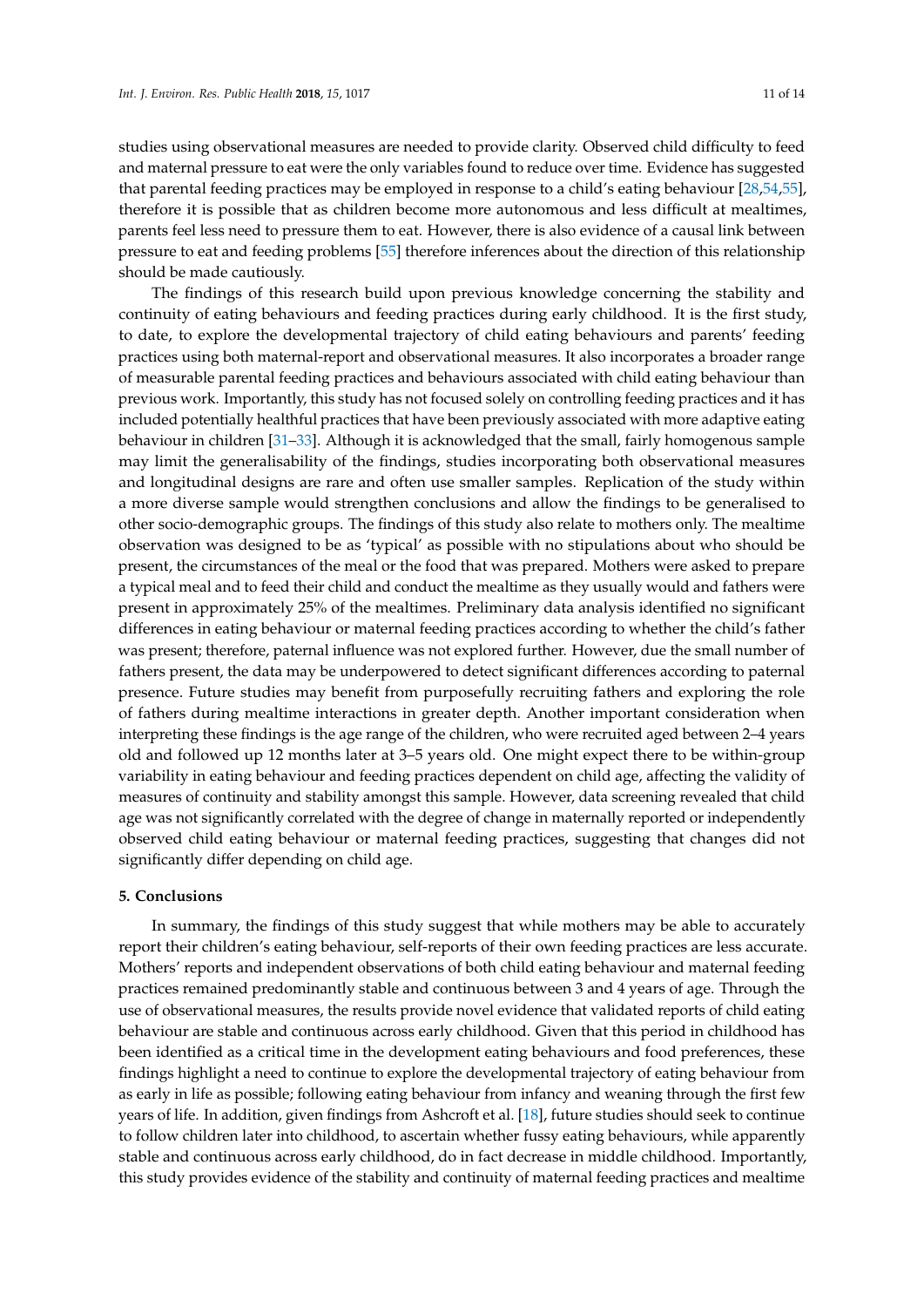studies using observational measures are needed to provide clarity. Observed child difficulty to feed and maternal pressure to eat were the only variables found to reduce over time. Evidence has suggested that parental feeding practices may be employed in response to a child's eating behaviour [28,54,55], therefore it is possible that as children become more autonomous and less difficult at mealtimes, parents feel less need to pressure them to eat. However, there is also evidence of a causal link between pressure to eat and feeding problems [55] therefore inferences about the direction of this relationship should be made cautiously.

The findings of this research build upon previous knowledge concerning the stability and continuity of eating behaviours and feeding practices during early childhood. It is the first study, to date, to explore the developmental trajectory of child eating behaviours and parents' feeding practices using both maternal-report and observational measures. It also incorporates a broader range of measurable parental feeding practices and behaviours associated with child eating behaviour than previous work. Importantly, this study has not focused solely on controlling feeding practices and it has included potentially healthful practices that have been previously associated with more adaptive eating behaviour in children [31–33]. Although it is acknowledged that the small, fairly homogenous sample may limit the generalisability of the findings, studies incorporating both observational measures and longitudinal designs are rare and often use smaller samples. Replication of the study within a more diverse sample would strengthen conclusions and allow the findings to be generalised to other socio-demographic groups. The findings of this study also relate to mothers only. The mealtime observation was designed to be as 'typical' as possible with no stipulations about who should be present, the circumstances of the meal or the food that was prepared. Mothers were asked to prepare a typical meal and to feed their child and conduct the mealtime as they usually would and fathers were present in approximately 25% of the mealtimes. Preliminary data analysis identified no significant differences in eating behaviour or maternal feeding practices according to whether the child's father was present; therefore, paternal influence was not explored further. However, due the small number of fathers present, the data may be underpowered to detect significant differences according to paternal presence. Future studies may benefit from purposefully recruiting fathers and exploring the role of fathers during mealtime interactions in greater depth. Another important consideration when interpreting these findings is the age range of the children, who were recruited aged between 2–4 years old and followed up 12 months later at 3–5 years old. One might expect there to be within-group variability in eating behaviour and feeding practices dependent on child age, affecting the validity of measures of continuity and stability amongst this sample. However, data screening revealed that child age was not significantly correlated with the degree of change in maternally reported or independently observed child eating behaviour or maternal feeding practices, suggesting that changes did not significantly differ depending on child age.

## 5. Conclusions

In summary, the findings of this study suggest that while mothers may be able to accurately report their children's eating behaviour, self-reports of their own feeding practices are less accurate. Mothers' reports and independent observations of both child eating behaviour and maternal feeding practices remained predominantly stable and continuous between 3 and 4 years of age. Through the use of observational measures, the results provide novel evidence that validated reports of child eating behaviour are stable and continuous across early childhood. Given that this period in childhood has been identified as a critical time in the development eating behaviours and food preferences, these findings highlight a need to continue to explore the developmental trajectory of eating behaviour from as early in life as possible; following eating behaviour from infancy and weaning through the first few years of life. In addition, given findings from Ashcroft et al. [18], future studies should seek to continue to follow children later into childhood, to ascertain whether fussy eating behaviours, while apparently stable and continuous across early childhood, do in fact decrease in middle childhood. Importantly, this study provides evidence of the stability and continuity of maternal feeding practices and mealtime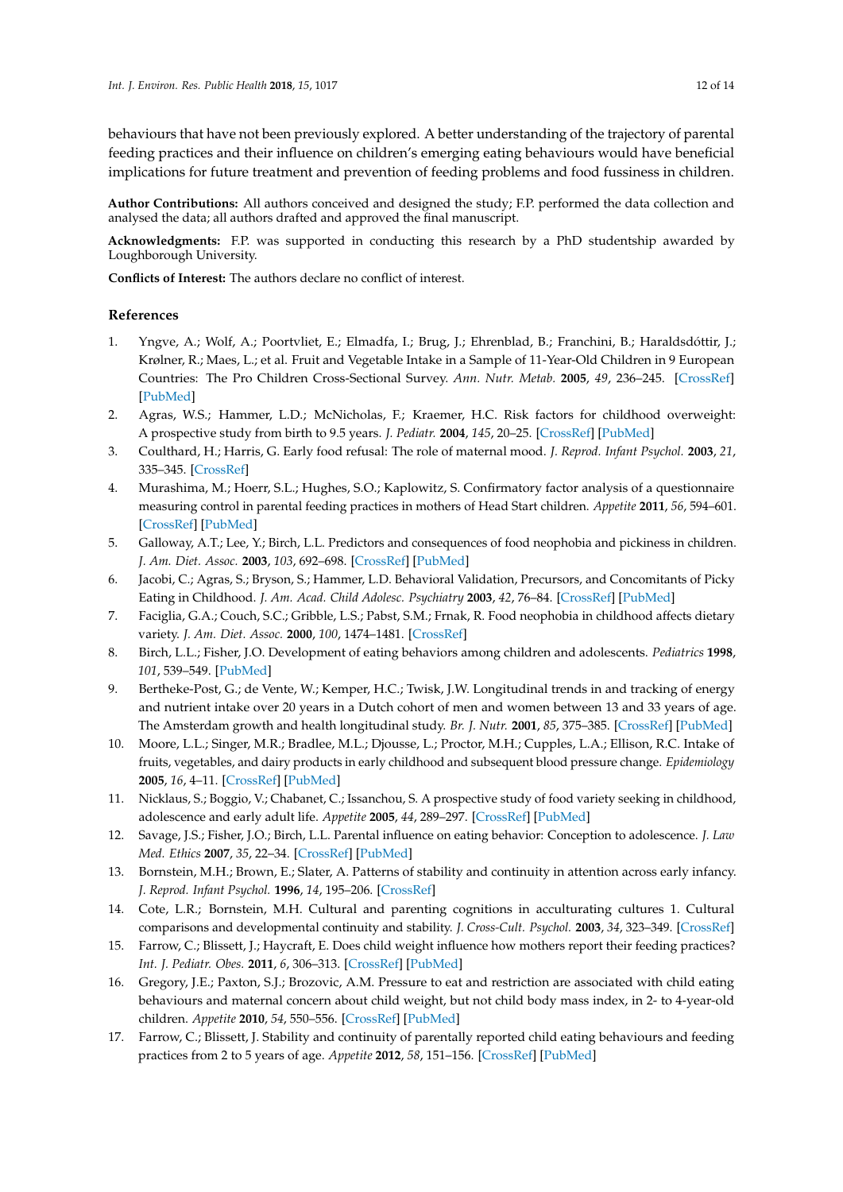behaviours that have not been previously explored. A better understanding of the trajectory of parental feeding practices and their influence on children's emerging eating behaviours would have beneficial implications for future treatment and prevention of feeding problems and food fussiness in children.

**Author Contributions:** All authors conceived and designed the study; F.P. performed the data collection and analysed the data; all authors drafted and approved the final manuscript.

**Acknowledgments:** F.P. was supported in conducting this research by a PhD studentship awarded by Loughborough University.

**Conflicts of Interest:** The authors declare no conflict of interest.

## References

1. Yngve, A.; Wolf, A.; Poortvliet, E.; Elmadfa, I.; Brug, J.; Ehrenblad, B.; Franchini, B.; Haraldsdóttir, J.; Krølner, R.; Maes, L.; et al. Fruit and Vegetable Intake in a Sample of 11-Year-Old Children in 9 European Countries: The Pro Children Cross-Sectional Survey. *Ann. Nutr. Metab.* **2005**, *49*, 236–245. [CrossRef] [PubMed]
2. Agras, W.S.; Hammer, L.D.; McNicholas, F.; Kraemer, H.C. Risk factors for childhood overweight: A prospective study from birth to 9.5 years. *J. Pediatr.* **2004**, *145*, 20–25. [CrossRef] [PubMed]
3. Coulthard, H.; Harris, G. Early food refusal: The role of maternal mood. *J. Reprod. Infant Psychol.* **2003**, *21*, 335–345. [CrossRef]
4. Murashima, M.; Hoerr, S.L.; Hughes, S.O.; Kaplowitz, S. Confirmatory factor analysis of a questionnaire measuring control in parental feeding practices in mothers of Head Start children. *Appetite* **2011**, *56*, 594–601. [CrossRef] [PubMed]
5. Galloway, A.T.; Lee, Y.; Birch, L.L. Predictors and consequences of food neophobia and pickiness in children. *J. Am. Diet. Assoc.* **2003**, *103*, 692–698. [CrossRef] [PubMed]
6. Jacobi, C.; Agras, S.; Bryson, S.; Hammer, L.D. Behavioral Validation, Precursors, and Concomitants of Picky Eating in Childhood. *J. Am. Acad. Child Adolesc. Psychiatry* **2003**, *42*, 76–84. [CrossRef] [PubMed]
7. Faciglia, G.A.; Couch, S.C.; Gribble, L.S.; Pabst, S.M.; Frnak, R. Food neophobia in childhood affects dietary variety. *J. Am. Diet. Assoc.* **2000**, *100*, 1474–1481. [CrossRef]
8. Birch, L.L.; Fisher, J.O. Development of eating behaviors among children and adolescents. *Pediatrics* **1998**, *101*, 539–549. [PubMed]
9. Bertheke-Post, G.; de Vente, W.; Kemper, H.C.; Twisk, J.W. Longitudinal trends in and tracking of energy and nutrient intake over 20 years in a Dutch cohort of men and women between 13 and 33 years of age. The Amsterdam growth and health longitudinal study. *Br. J. Nutr.* **2001**, *85*, 375–385. [CrossRef] [PubMed]
10. Moore, L.L.; Singer, M.R.; Bradlee, M.L.; Djousse, L.; Proctor, M.H.; Cupples, L.A.; Ellison, R.C. Intake of fruits, vegetables, and dairy products in early childhood and subsequent blood pressure change. *Epidemiology* **2005**, *16*, 4–11. [CrossRef] [PubMed]
11. Nicklaus, S.; Boggio, V.; Chabanet, C.; Issanchou, S. A prospective study of food variety seeking in childhood, adolescence and early adult life. *Appetite* **2005**, *44*, 289–297. [CrossRef] [PubMed]
12. Savage, J.S.; Fisher, J.O.; Birch, L.L. Parental influence on eating behavior: Conception to adolescence. *J. Law Med. Ethics* **2007**, *35*, 22–34. [CrossRef] [PubMed]
13. Bornstein, M.H.; Brown, E.; Slater, A. Patterns of stability and continuity in attention across early infancy. *J. Reprod. Infant Psychol.* **1996**, *14*, 195–206. [CrossRef]
14. Cote, L.R.; Bornstein, M.H. Cultural and parenting cognitions in acculturating cultures 1. Cultural comparisons and developmental continuity and stability. *J. Cross-Cult. Psychol.* **2003**, *34*, 323–349. [CrossRef]
15. Farrow, C.; Blissett, J.; Haycraft, E. Does child weight influence how mothers report their feeding practices? *Int. J. Pediatr. Obes.* **2011**, *6*, 306–313. [CrossRef] [PubMed]
16. Gregory, J.E.; Paxton, S.J.; Brozovic, A.M. Pressure to eat and restriction are associated with child eating behaviours and maternal concern about child weight, but not child body mass index, in 2- to 4-year-old children. *Appetite* **2010**, *54*, 550–556. [CrossRef] [PubMed]
17. Farrow, C.; Blissett, J. Stability and continuity of parentally reported child eating behaviours and feeding practices from 2 to 5 years of age. *Appetite* **2012**, *58*, 151–156. [CrossRef] [PubMed]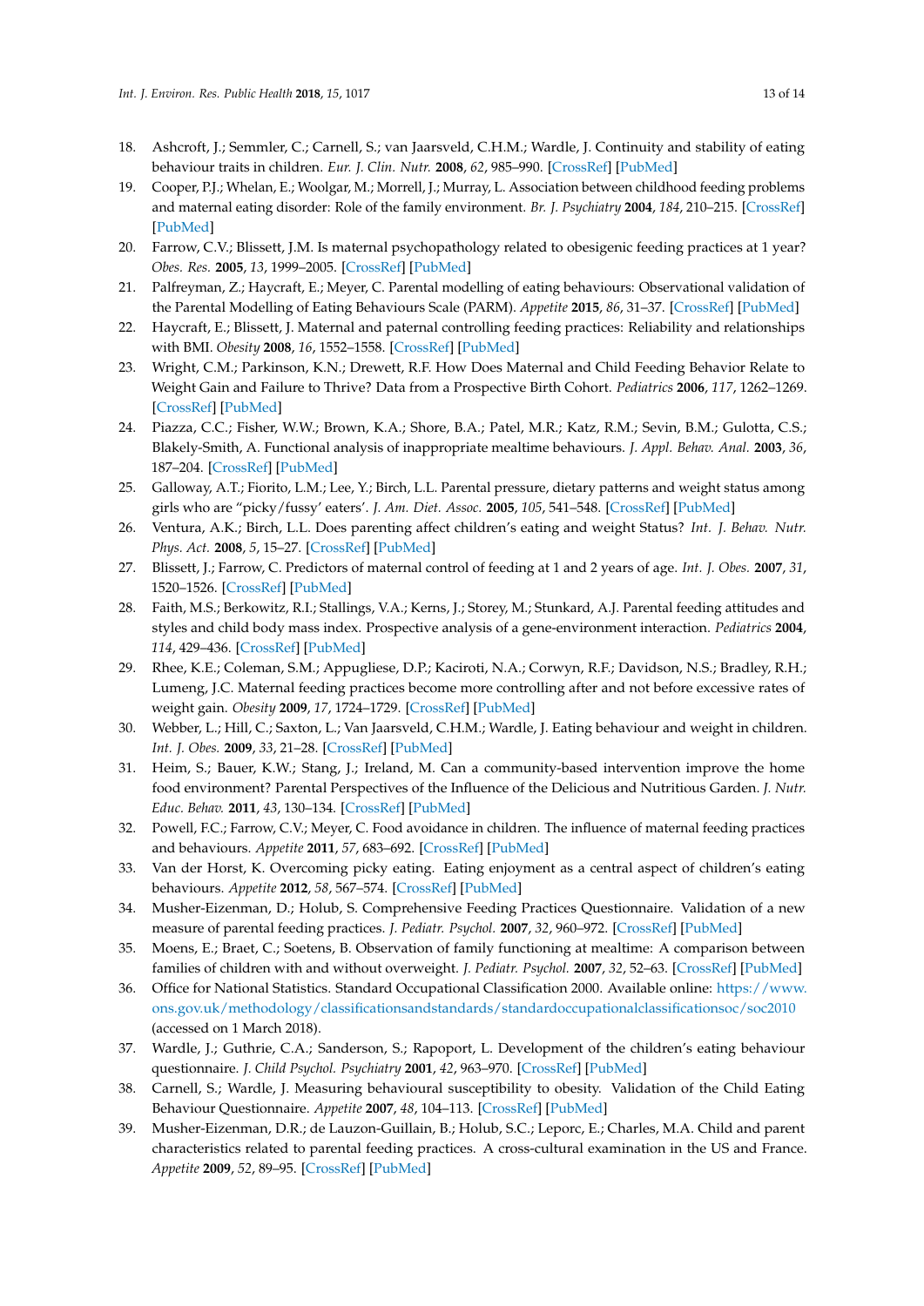18. Ashcroft, J.; Semmler, C.; Carnell, S.; van Jaarsveld, C.H.M.; Wardle, J. Continuity and stability of eating behaviour traits in children. *Eur. J. Clin. Nutr.* **2008**, *62*, 985–990. [CrossRef] [PubMed]
19. Cooper, P.J.; Whelan, E.; Woolgar, M.; Morrell, J.; Murray, L. Association between childhood feeding problems and maternal eating disorder: Role of the family environment. *Br. J. Psychiatry* **2004**, *184*, 210–215. [CrossRef] [PubMed]
20. Farrow, C.V.; Blissett, J.M. Is maternal psychopathology related to obesigenic feeding practices at 1 year? *Obes. Res.* **2005**, *13*, 1999–2005. [CrossRef] [PubMed]
21. Palfreyman, Z.; Haycraft, E.; Meyer, C. Parental modelling of eating behaviours: Observational validation of the Parental Modelling of Eating Behaviours Scale (PARM). *Appetite* **2015**, *86*, 31–37. [CrossRef] [PubMed]
22. Haycraft, E.; Blissett, J. Maternal and paternal controlling feeding practices: Reliability and relationships with BMI. *Obesity* **2008**, *16*, 1552–1558. [CrossRef] [PubMed]
23. Wright, C.M.; Parkinson, K.N.; Drewett, R.F. How Does Maternal and Child Feeding Behavior Relate to Weight Gain and Failure to Thrive? Data from a Prospective Birth Cohort. *Pediatrics* **2006**, *117*, 1262–1269. [CrossRef] [PubMed]
24. Piazza, C.C.; Fisher, W.W.; Brown, K.A.; Shore, B.A.; Patel, M.R.; Katz, R.M.; Sevin, B.M.; Gulotta, C.S.; Blakely-Smith, A. Functional analysis of inappropriate mealtime behaviours. *J. Appl. Behav. Anal.* **2003**, *36*, 187–204. [CrossRef] [PubMed]
25. Galloway, A.T.; Fiorito, L.M.; Lee, Y.; Birch, L.L. Parental pressure, dietary patterns and weight status among girls who are "picky/fussy' eaters'. *J. Am. Diet. Assoc.* **2005**, *105*, 541–548. [CrossRef] [PubMed]
26. Ventura, A.K.; Birch, L.L. Does parenting affect children's eating and weight Status? *Int. J. Behav. Nutr. Phys. Act.* **2008**, *5*, 15–27. [CrossRef] [PubMed]
27. Blissett, J.; Farrow, C. Predictors of maternal control of feeding at 1 and 2 years of age. *Int. J. Obes.* **2007**, *31*, 1520–1526. [CrossRef] [PubMed]
28. Faith, M.S.; Berkowitz, R.I.; Stallings, V.A.; Kerns, J.; Storey, M.; Stunkard, A.J. Parental feeding attitudes and styles and child body mass index. Prospective analysis of a gene-environment interaction. *Pediatrics* **2004**, *114*, 429–436. [CrossRef] [PubMed]
29. Rhee, K.E.; Coleman, S.M.; Appugliese, D.P.; Kaciroti, N.A.; Corwyn, R.F.; Davidson, N.S.; Bradley, R.H.; Lumeng, J.C. Maternal feeding practices become more controlling after and not before excessive rates of weight gain. *Obesity* **2009**, *17*, 1724–1729. [CrossRef] [PubMed]
30. Webber, L.; Hill, C.; Saxton, L.; Van Jaarsveld, C.H.M.; Wardle, J. Eating behaviour and weight in children. *Int. J. Obes.* **2009**, *33*, 21–28. [CrossRef] [PubMed]
31. Heim, S.; Bauer, K.W.; Stang, J.; Ireland, M. Can a community-based intervention improve the home food environment? Parental Perspectives of the Influence of the Delicious and Nutritious Garden. *J. Nutr. Educ. Behav.* **2011**, *43*, 130–134. [CrossRef] [PubMed]
32. Powell, F.C.; Farrow, C.V.; Meyer, C. Food avoidance in children. The influence of maternal feeding practices and behaviours. *Appetite* **2011**, *57*, 683–692. [CrossRef] [PubMed]
33. Van der Horst, K. Overcoming picky eating. Eating enjoyment as a central aspect of children's eating behaviours. *Appetite* **2012**, *58*, 567–574. [CrossRef] [PubMed]
34. Musher-Eizenman, D.; Holub, S. Comprehensive Feeding Practices Questionnaire. Validation of a new measure of parental feeding practices. *J. Pediatr. Psychol.* **2007**, *32*, 960–972. [CrossRef] [PubMed]
35. Moens, E.; Braet, C.; Soetens, B. Observation of family functioning at mealtime: A comparison between families of children with and without overweight. *J. Pediatr. Psychol.* **2007**, *32*, 52–63. [CrossRef] [PubMed]
36. Office for National Statistics. Standard Occupational Classification 2000. Available online: https://www.ons.gov.uk/methodology/classificationsandstandards/standardoccupationalclassificationsoc/soc2010 (accessed on 1 March 2018).
37. Wardle, J.; Guthrie, C.A.; Sanderson, S.; Rapoport, L. Development of the children's eating behaviour questionnaire. *J. Child Psychol. Psychiatry* **2001**, *42*, 963–970. [CrossRef] [PubMed]
38. Carnell, S.; Wardle, J. Measuring behavioural susceptibility to obesity. Validation of the Child Eating Behaviour Questionnaire. *Appetite* **2007**, *48*, 104–113. [CrossRef] [PubMed]
39. Musher-Eizenman, D.R.; de Lauzon-Guillain, B.; Holub, S.C.; Leporc, E.; Charles, M.A. Child and parent characteristics related to parental feeding practices. A cross-cultural examination in the US and France. *Appetite* **2009**, *52*, 89–95. [CrossRef] [PubMed]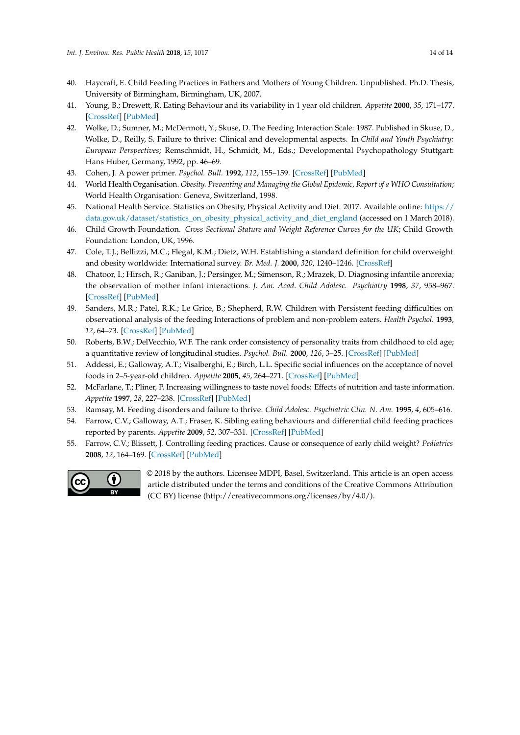40. Haycraft, E. Child Feeding Practices in Fathers and Mothers of Young Children. Unpublished. Ph.D. Thesis, University of Birmingham, Birmingham, UK, 2007.
41. Young, B.; Drewett, R. Eating Behaviour and its variability in 1 year old children. *Appetite* **2000**, *35*, 171–177. [CrossRef] [PubMed]
42. Wolke, D.; Sumner, M.; McDermott, Y.; Skuse, D. The Feeding Interaction Scale: 1987. Published in Skuse, D., Wolke, D., Reilly, S. Failure to thrive: Clinical and developmental aspects. In *Child and Youth Psychiatry: European Perspectives*; Remschmidt, H., Schmidt, M., Eds.; Developmental Psychopathology Stuttgart: Hans Huber, Germany, 1992; pp. 46–69.
43. Cohen, J. A power primer. *Psychol. Bull.* **1992**, *112*, 155–159. [CrossRef] [PubMed]
44. World Health Organisation. *Obesity. Preventing and Managing the Global Epidemic, Report of a WHO Consultation*; World Health Organisation: Geneva, Switzerland, 1998.
45. National Health Service. Statistics on Obesity, Physical Activity and Diet. 2017. Available online: https://data.gov.uk/dataset/statistics_on_obesity_physical_activity_and_diet_england (accessed on 1 March 2018).
46. Child Growth Foundation. *Cross Sectional Stature and Weight Reference Curves for the UK*; Child Growth Foundation: London, UK, 1996.
47. Cole, T.J.; Bellizzi, M.C.; Flegal, K.M.; Dietz, W.H. Establishing a standard definition for child overweight and obesity worldwide: International survey. *Br. Med. J.* **2000**, *320*, 1240–1246. [CrossRef]
48. Chatoor, I.; Hirsch, R.; Ganiban, J.; Persinger, M.; Simenson, R.; Mrazek, D. Diagnosing infantile anorexia; the observation of mother infant interactions. *J. Am. Acad. Child Adolesc. Psychiatry* **1998**, *37*, 958–967. [CrossRef] [PubMed]
49. Sanders, M.R.; Patel, R.K.; Le Grice, B.; Shepherd, R.W. Children with Persistent feeding difficulties on observational analysis of the feeding Interactions of problem and non-problem eaters. *Health Psychol.* **1993**, *12*, 64–73. [CrossRef] [PubMed]
50. Roberts, B.W.; DelVecchio, W.F. The rank order consistency of personality traits from childhood to old age; a quantitative review of longitudinal studies. *Psychol. Bull.* **2000**, *126*, 3–25. [CrossRef] [PubMed]
51. Addessi, E.; Galloway, A.T.; Visalberghi, E.; Birch, L.L. Specific social influences on the acceptance of novel foods in 2–5-year-old children. *Appetite* **2005**, *45*, 264–271. [CrossRef] [PubMed]
52. McFarlane, T.; Pliner, P. Increasing willingness to taste novel foods: Effects of nutrition and taste information. *Appetite* **1997**, *28*, 227–238. [CrossRef] [PubMed]
53. Ramsay, M. Feeding disorders and failure to thrive. *Child Adolesc. Psychiatric Clin. N. Am.* **1995**, *4*, 605–616.
54. Farrow, C.V.; Galloway, A.T.; Fraser, K. Sibling eating behaviours and differential child feeding practices reported by parents. *Appetite* **2009**, *52*, 307–331. [CrossRef] [PubMed]
55. Farrow, C.V.; Blissett, J. Controlling feeding practices. Cause or consequence of early child weight? *Pediatrics* **2008**, *12*, 164–169. [CrossRef] [PubMed]

© 2018 by the authors. Licensee MDPI, Basel, Switzerland. This article is an open access article distributed under the terms and conditions of the Creative Commons Attribution (CC BY) license (http://creativecommons.org/licenses/by/4.0/).